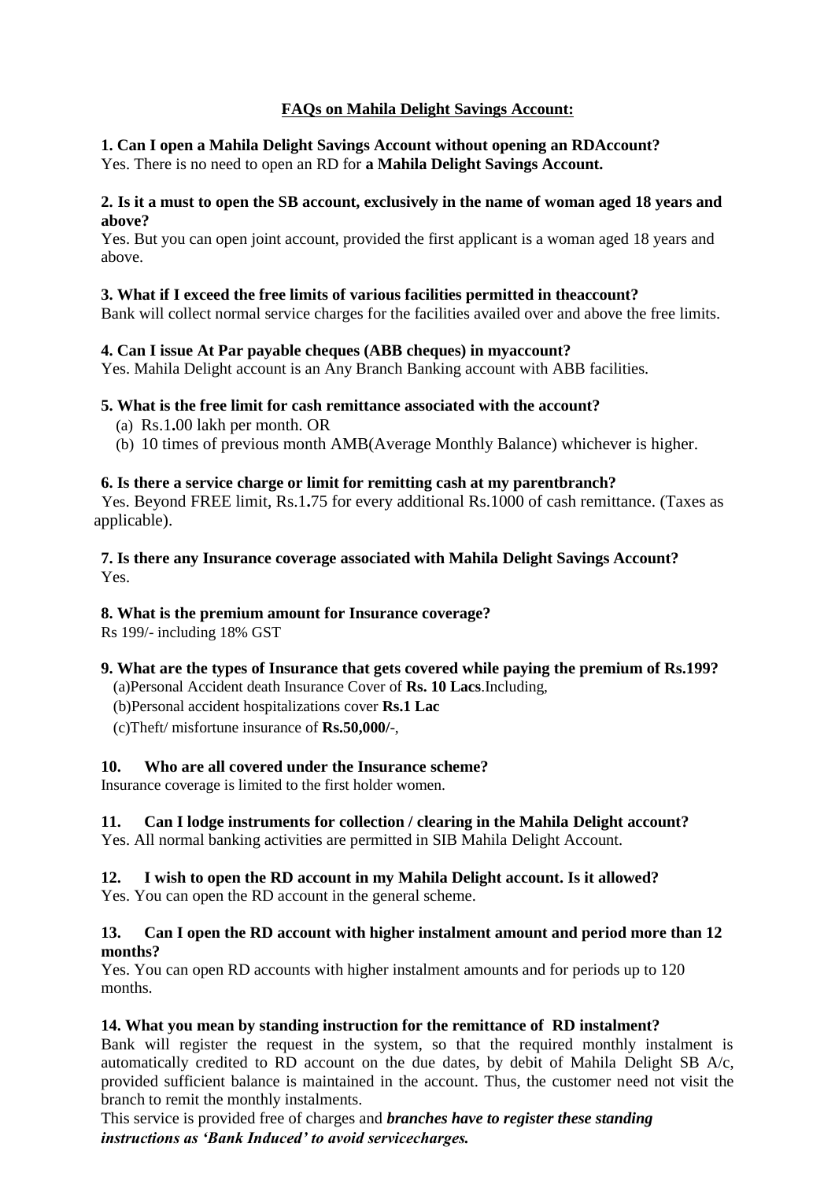## **FAQs on Mahila Delight Savings Account:**

**1. Can I open a Mahila Delight Savings Account without opening an RDAccount?**
Yes. There is no need to open an RD for **a Mahila Delight Savings Account.**

**2. Is it a must to open the SB account, exclusively in the name of woman aged 18 years and above?**
Yes. But you can open joint account, provided the first applicant is a woman aged 18 years and above.

**3. What if I exceed the free limits of various facilities permitted in theaccount?**
Bank will collect normal service charges for the facilities availed over and above the free limits.

**4. Can I issue At Par payable cheques (ABB cheques) in myaccount?**
Yes. Mahila Delight account is an Any Branch Banking account with ABB facilities.

**5. What is the free limit for cash remittance associated with the account?**

(a) Rs.1**.**00 lakh per month. OR
(b) 10 times of previous month AMB(Average Monthly Balance) whichever is higher.

**6. Is there a service charge or limit for remitting cash at my parentbranch?**
Yes. Beyond FREE limit, Rs.1**.**75 for every additional Rs.1000 of cash remittance. (Taxes as applicable).

**7. Is there any Insurance coverage associated with Mahila Delight Savings Account?**
Yes.

**8. What is the premium amount for Insurance coverage?**
Rs 199/- including 18% GST

**9. What are the types of Insurance that gets covered while paying the premium of Rs.199?**

(a)Personal Accident death Insurance Cover of **Rs. 10 Lacs**.Including,
(b)Personal accident hospitalizations cover **Rs.1 Lac**
(c)Theft/ misfortune insurance of **Rs.50,000/**-,

**10. Who are all covered under the Insurance scheme?**
Insurance coverage is limited to the first holder women.

**11. Can I lodge instruments for collection / clearing in the Mahila Delight account?**
Yes. All normal banking activities are permitted in SIB Mahila Delight Account.

**12. I wish to open the RD account in my Mahila Delight account. Is it allowed?**
Yes. You can open the RD account in the general scheme.

**13. Can I open the RD account with higher instalment amount and period more than 12 months?**
Yes. You can open RD accounts with higher instalment amounts and for periods up to 120 months.

**14. What you mean by standing instruction for the remittance of RD instalment?**
Bank will register the request in the system, so that the required monthly instalment is automatically credited to RD account on the due dates, by debit of Mahila Delight SB A/c, provided sufficient balance is maintained in the account. Thus, the customer need not visit the branch to remit the monthly instalments.
This service is provided free of charges and ***branches have to register these standing instructions as 'Bank Induced' to avoid servicecharges.***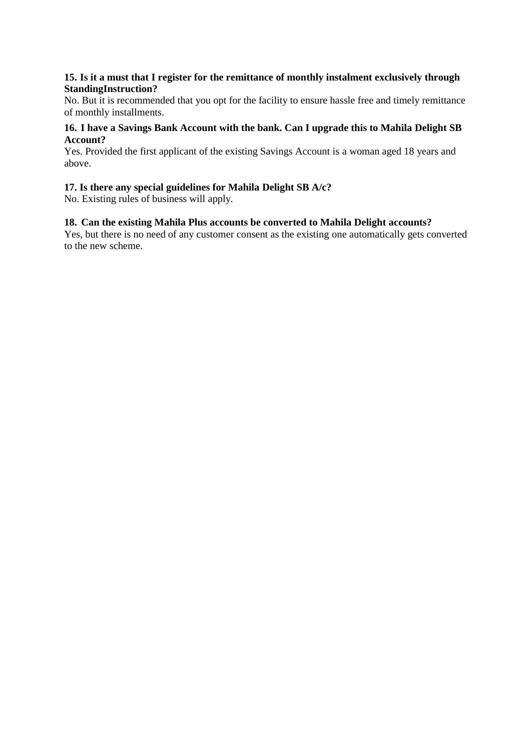**15. Is it a must that I register for the remittance of monthly instalment exclusively through StandingInstruction?**

No. But it is recommended that you opt for the facility to ensure hassle free and timely remittance of monthly installments.

**16. I have a Savings Bank Account with the bank. Can I upgrade this to Mahila Delight SB Account?**

Yes. Provided the first applicant of the existing Savings Account is a woman aged 18 years and above.

**17. Is there any special guidelines for Mahila Delight SB A/c?**

No. Existing rules of business will apply.

**18. Can the existing Mahila Plus accounts be converted to Mahila Delight accounts?**

Yes, but there is no need of any customer consent as the existing one automatically gets converted to the new scheme.